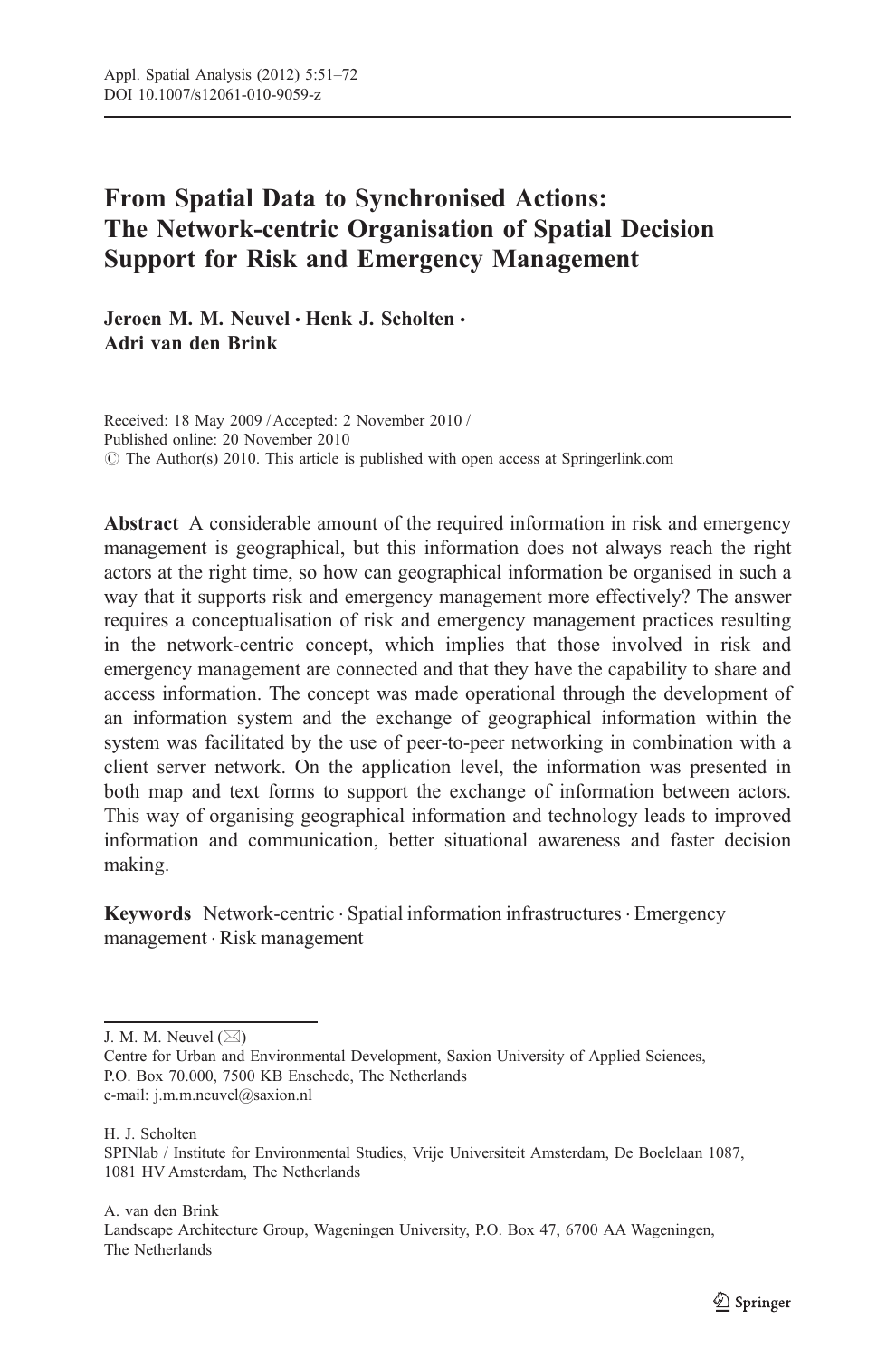# From Spatial Data to Synchronised Actions: The Network-centric Organisation of Spatial Decision Support for Risk and Emergency Management

**Jeroen M. M. Neuvel · Henk J. Scholten · Adri van den Brink**

Received: 18 May 2009 / Accepted: 2 November 2010 /
Published online: 20 November 2010
© The Author(s) 2010. This article is published with open access at Springerlink.com

**Abstract** A considerable amount of the required information in risk and emergency management is geographical, but this information does not always reach the right actors at the right time, so how can geographical information be organised in such a way that it supports risk and emergency management more effectively? The answer requires a conceptualisation of risk and emergency management practices resulting in the network-centric concept, which implies that those involved in risk and emergency management are connected and that they have the capability to share and access information. The concept was made operational through the development of an information system and the exchange of geographical information within the system was facilitated by the use of peer-to-peer networking in combination with a client server network. On the application level, the information was presented in both map and text forms to support the exchange of information between actors. This way of organising geographical information and technology leads to improved information and communication, better situational awareness and faster decision making.

**Keywords** Network-centric · Spatial information infrastructures · Emergency management · Risk management

---

J. M. M. Neuvel (✉)
Centre for Urban and Environmental Development, Saxion University of Applied Sciences, P.O. Box 70.000, 7500 KB Enschede, The Netherlands
e-mail: j.m.m.neuvel@saxion.nl

H. J. Scholten
SPINlab / Institute for Environmental Studies, Vrije Universiteit Amsterdam, De Boelelaan 1087, 1081 HV Amsterdam, The Netherlands

A. van den Brink
Landscape Architecture Group, Wageningen University, P.O. Box 47, 6700 AA Wageningen, The Netherlands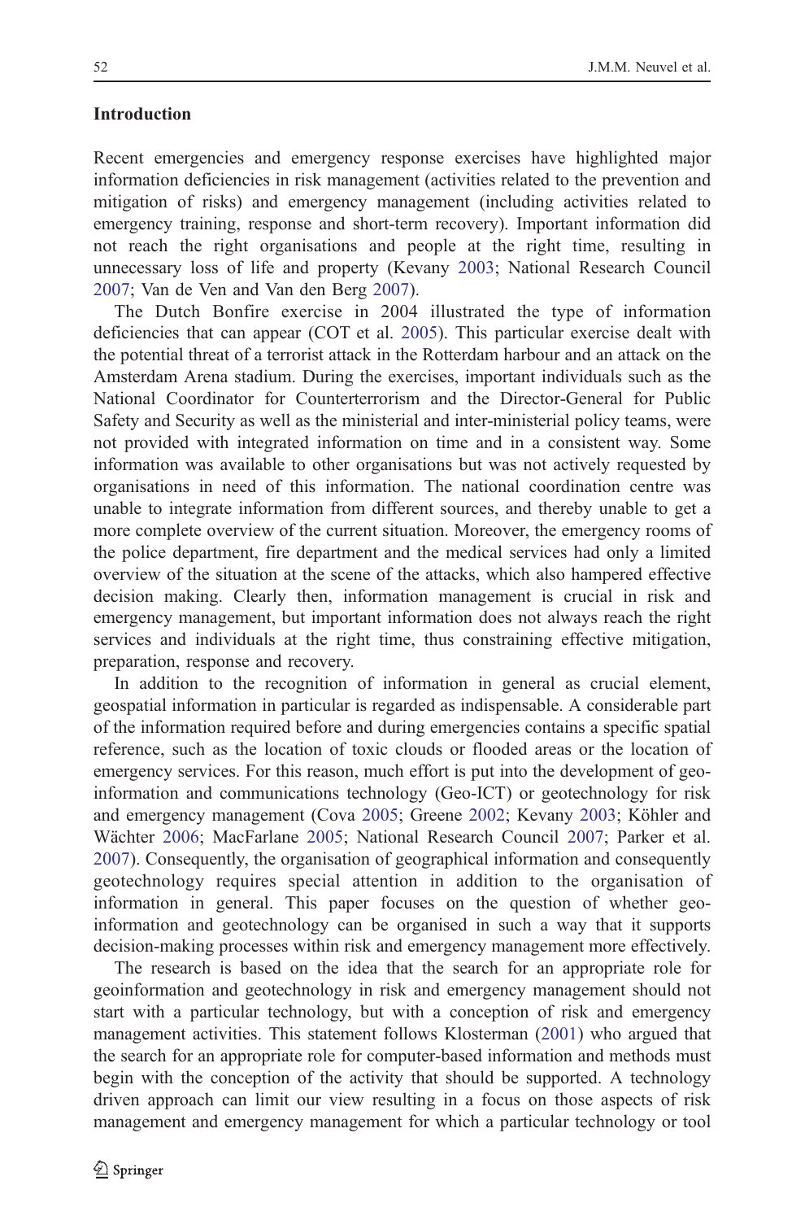## Introduction

Recent emergencies and emergency response exercises have highlighted major information deficiencies in risk management (activities related to the prevention and mitigation of risks) and emergency management (including activities related to emergency training, response and short-term recovery). Important information did not reach the right organisations and people at the right time, resulting in unnecessary loss of life and property (Kevany 2003; National Research Council 2007; Van de Ven and Van den Berg 2007).

The Dutch Bonfire exercise in 2004 illustrated the type of information deficiencies that can appear (COT et al. 2005). This particular exercise dealt with the potential threat of a terrorist attack in the Rotterdam harbour and an attack on the Amsterdam Arena stadium. During the exercises, important individuals such as the National Coordinator for Counterterrorism and the Director-General for Public Safety and Security as well as the ministerial and inter-ministerial policy teams, were not provided with integrated information on time and in a consistent way. Some information was available to other organisations but was not actively requested by organisations in need of this information. The national coordination centre was unable to integrate information from different sources, and thereby unable to get a more complete overview of the current situation. Moreover, the emergency rooms of the police department, fire department and the medical services had only a limited overview of the situation at the scene of the attacks, which also hampered effective decision making. Clearly then, information management is crucial in risk and emergency management, but important information does not always reach the right services and individuals at the right time, thus constraining effective mitigation, preparation, response and recovery.

In addition to the recognition of information in general as crucial element, geospatial information in particular is regarded as indispensable. A considerable part of the information required before and during emergencies contains a specific spatial reference, such as the location of toxic clouds or flooded areas or the location of emergency services. For this reason, much effort is put into the development of geo-information and communications technology (Geo-ICT) or geotechnology for risk and emergency management (Cova 2005; Greene 2002; Kevany 2003; Köhler and Wächter 2006; MacFarlane 2005; National Research Council 2007; Parker et al. 2007). Consequently, the organisation of geographical information and consequently geotechnology requires special attention in addition to the organisation of information in general. This paper focuses on the question of whether geo-information and geotechnology can be organised in such a way that it supports decision-making processes within risk and emergency management more effectively.

The research is based on the idea that the search for an appropriate role for geoinformation and geotechnology in risk and emergency management should not start with a particular technology, but with a conception of risk and emergency management activities. This statement follows Klosterman (2001) who argued that the search for an appropriate role for computer-based information and methods must begin with the conception of the activity that should be supported. A technology driven approach can limit our view resulting in a focus on those aspects of risk management and emergency management for which a particular technology or tool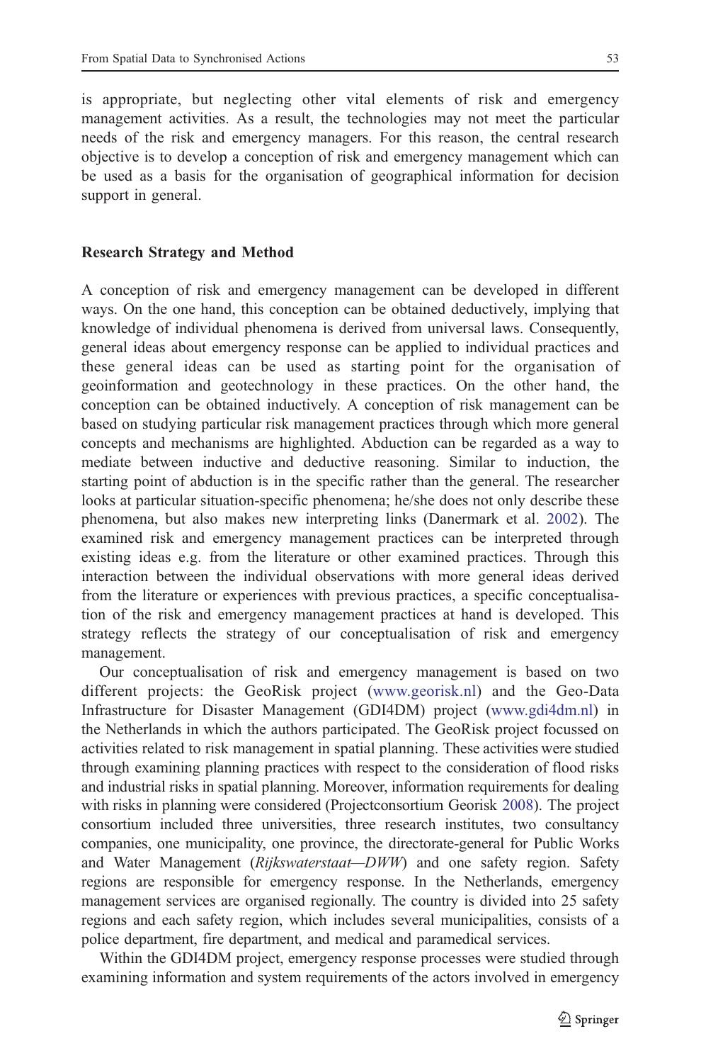is appropriate, but neglecting other vital elements of risk and emergency management activities. As a result, the technologies may not meet the particular needs of the risk and emergency managers. For this reason, the central research objective is to develop a conception of risk and emergency management which can be used as a basis for the organisation of geographical information for decision support in general.

## Research Strategy and Method

A conception of risk and emergency management can be developed in different ways. On the one hand, this conception can be obtained deductively, implying that knowledge of individual phenomena is derived from universal laws. Consequently, general ideas about emergency response can be applied to individual practices and these general ideas can be used as starting point for the organisation of geoinformation and geotechnology in these practices. On the other hand, the conception can be obtained inductively. A conception of risk management can be based on studying particular risk management practices through which more general concepts and mechanisms are highlighted. Abduction can be regarded as a way to mediate between inductive and deductive reasoning. Similar to induction, the starting point of abduction is in the specific rather than the general. The researcher looks at particular situation-specific phenomena; he/she does not only describe these phenomena, but also makes new interpreting links (Danermark et al. 2002). The examined risk and emergency management practices can be interpreted through existing ideas e.g. from the literature or other examined practices. Through this interaction between the individual observations with more general ideas derived from the literature or experiences with previous practices, a specific conceptualisation of the risk and emergency management practices at hand is developed. This strategy reflects the strategy of our conceptualisation of risk and emergency management.

Our conceptualisation of risk and emergency management is based on two different projects: the GeoRisk project (www.georisk.nl) and the Geo-Data Infrastructure for Disaster Management (GDI4DM) project (www.gdi4dm.nl) in the Netherlands in which the authors participated. The GeoRisk project focussed on activities related to risk management in spatial planning. These activities were studied through examining planning practices with respect to the consideration of flood risks and industrial risks in spatial planning. Moreover, information requirements for dealing with risks in planning were considered (Projectconsortium Georisk 2008). The project consortium included three universities, three research institutes, two consultancy companies, one municipality, one province, the directorate-general for Public Works and Water Management (*Rijkswaterstaat—DWW*) and one safety region. Safety regions are responsible for emergency response. In the Netherlands, emergency management services are organised regionally. The country is divided into 25 safety regions and each safety region, which includes several municipalities, consists of a police department, fire department, and medical and paramedical services.

Within the GDI4DM project, emergency response processes were studied through examining information and system requirements of the actors involved in emergency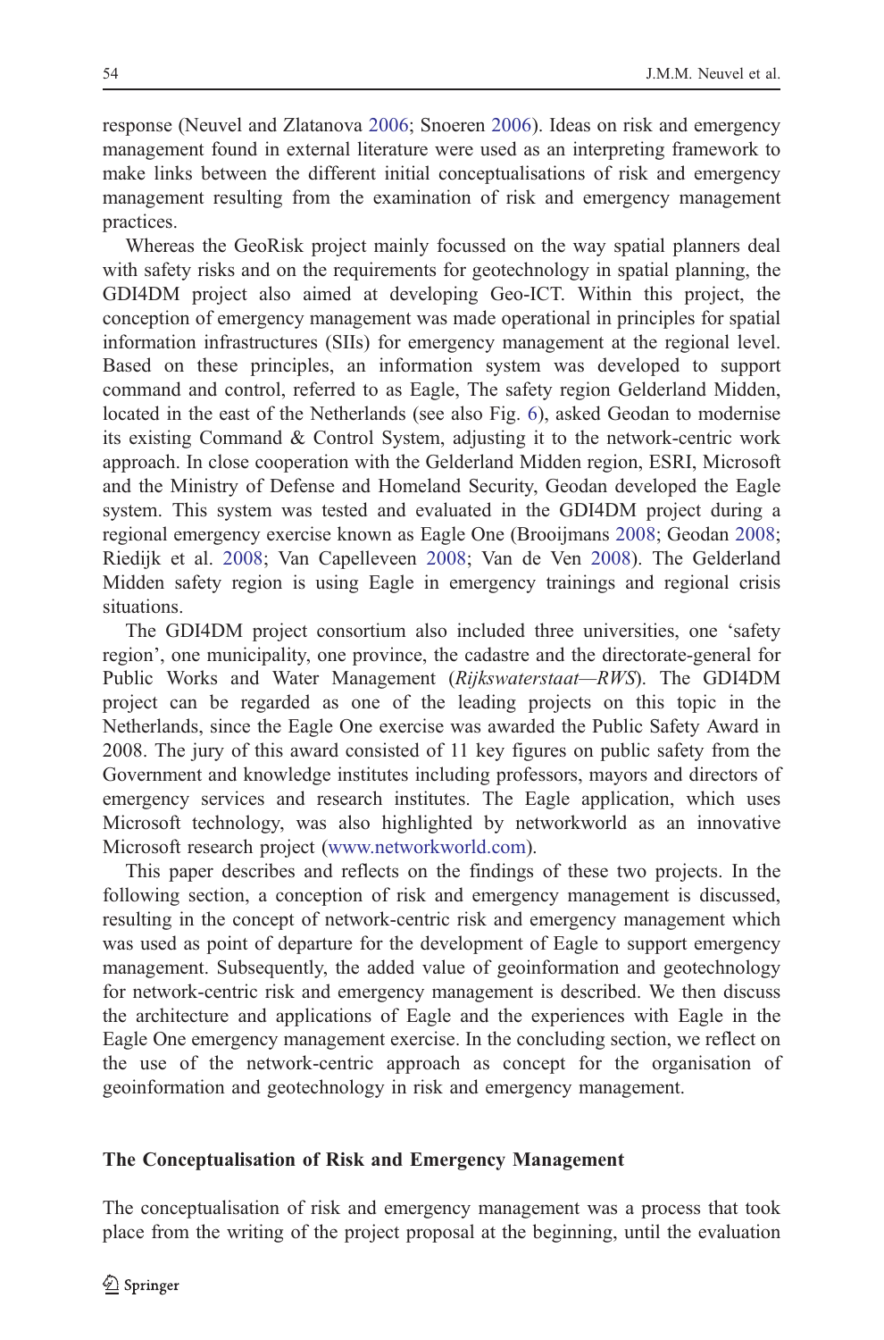response (Neuvel and Zlatanova 2006; Snoeren 2006). Ideas on risk and emergency management found in external literature were used as an interpreting framework to make links between the different initial conceptualisations of risk and emergency management resulting from the examination of risk and emergency management practices.

Whereas the GeoRisk project mainly focussed on the way spatial planners deal with safety risks and on the requirements for geotechnology in spatial planning, the GDI4DM project also aimed at developing Geo-ICT. Within this project, the conception of emergency management was made operational in principles for spatial information infrastructures (SIIs) for emergency management at the regional level. Based on these principles, an information system was developed to support command and control, referred to as Eagle, The safety region Gelderland Midden, located in the east of the Netherlands (see also Fig. 6), asked Geodan to modernise its existing Command & Control System, adjusting it to the network-centric work approach. In close cooperation with the Gelderland Midden region, ESRI, Microsoft and the Ministry of Defense and Homeland Security, Geodan developed the Eagle system. This system was tested and evaluated in the GDI4DM project during a regional emergency exercise known as Eagle One (Brooijmans 2008; Geodan 2008; Riedijk et al. 2008; Van Capelleveen 2008; Van de Ven 2008). The Gelderland Midden safety region is using Eagle in emergency trainings and regional crisis situations.

The GDI4DM project consortium also included three universities, one 'safety region', one municipality, one province, the cadastre and the directorate-general for Public Works and Water Management (*Rijkswaterstaat—RWS*). The GDI4DM project can be regarded as one of the leading projects on this topic in the Netherlands, since the Eagle One exercise was awarded the Public Safety Award in 2008. The jury of this award consisted of 11 key figures on public safety from the Government and knowledge institutes including professors, mayors and directors of emergency services and research institutes. The Eagle application, which uses Microsoft technology, was also highlighted by networkworld as an innovative Microsoft research project (www.networkworld.com).

This paper describes and reflects on the findings of these two projects. In the following section, a conception of risk and emergency management is discussed, resulting in the concept of network-centric risk and emergency management which was used as point of departure for the development of Eagle to support emergency management. Subsequently, the added value of geoinformation and geotechnology for network-centric risk and emergency management is described. We then discuss the architecture and applications of Eagle and the experiences with Eagle in the Eagle One emergency management exercise. In the concluding section, we reflect on the use of the network-centric approach as concept for the organisation of geoinformation and geotechnology in risk and emergency management.

## The Conceptualisation of Risk and Emergency Management

The conceptualisation of risk and emergency management was a process that took place from the writing of the project proposal at the beginning, until the evaluation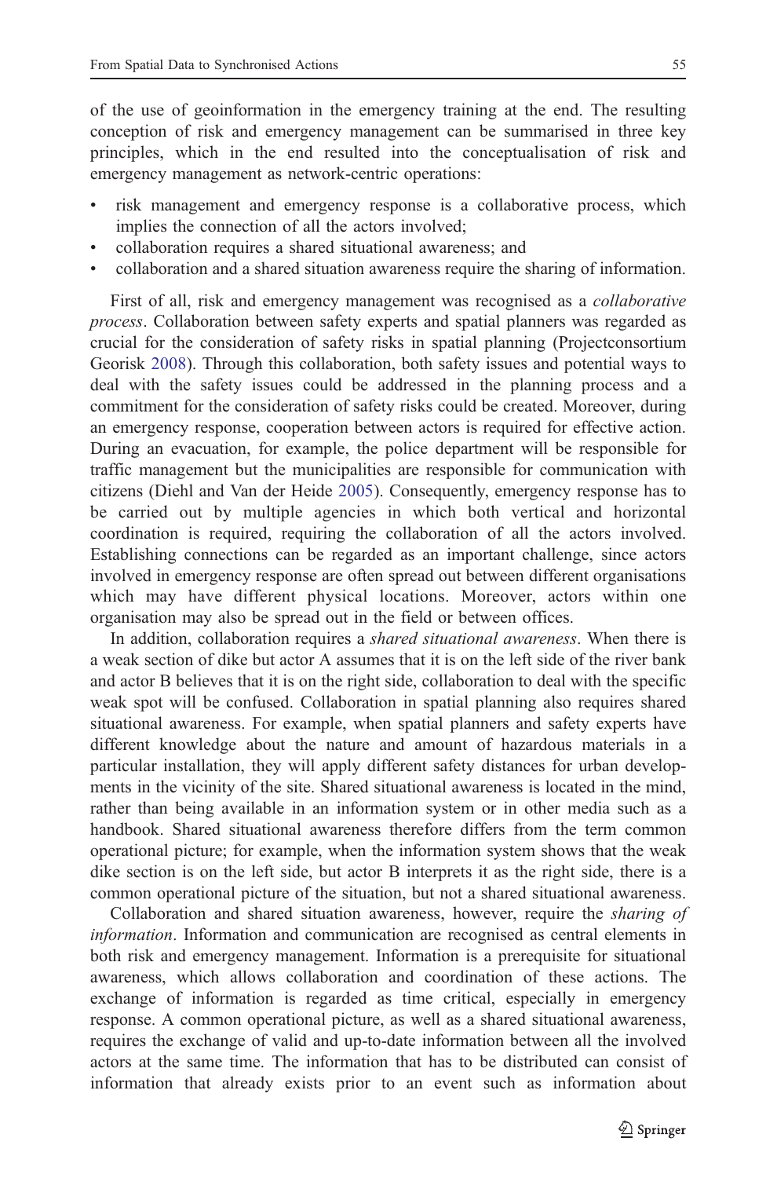of the use of geoinformation in the emergency training at the end. The resulting conception of risk and emergency management can be summarised in three key principles, which in the end resulted into the conceptualisation of risk and emergency management as network-centric operations:

- risk management and emergency response is a collaborative process, which implies the connection of all the actors involved;
- collaboration requires a shared situational awareness; and
- collaboration and a shared situation awareness require the sharing of information.

First of all, risk and emergency management was recognised as a *collaborative process*. Collaboration between safety experts and spatial planners was regarded as crucial for the consideration of safety risks in spatial planning (Projectconsortium Georisk 2008). Through this collaboration, both safety issues and potential ways to deal with the safety issues could be addressed in the planning process and a commitment for the consideration of safety risks could be created. Moreover, during an emergency response, cooperation between actors is required for effective action. During an evacuation, for example, the police department will be responsible for traffic management but the municipalities are responsible for communication with citizens (Diehl and Van der Heide 2005). Consequently, emergency response has to be carried out by multiple agencies in which both vertical and horizontal coordination is required, requiring the collaboration of all the actors involved. Establishing connections can be regarded as an important challenge, since actors involved in emergency response are often spread out between different organisations which may have different physical locations. Moreover, actors within one organisation may also be spread out in the field or between offices.

In addition, collaboration requires a *shared situational awareness*. When there is a weak section of dike but actor A assumes that it is on the left side of the river bank and actor B believes that it is on the right side, collaboration to deal with the specific weak spot will be confused. Collaboration in spatial planning also requires shared situational awareness. For example, when spatial planners and safety experts have different knowledge about the nature and amount of hazardous materials in a particular installation, they will apply different safety distances for urban developments in the vicinity of the site. Shared situational awareness is located in the mind, rather than being available in an information system or in other media such as a handbook. Shared situational awareness therefore differs from the term common operational picture; for example, when the information system shows that the weak dike section is on the left side, but actor B interprets it as the right side, there is a common operational picture of the situation, but not a shared situational awareness.

Collaboration and shared situation awareness, however, require the *sharing of information*. Information and communication are recognised as central elements in both risk and emergency management. Information is a prerequisite for situational awareness, which allows collaboration and coordination of these actions. The exchange of information is regarded as time critical, especially in emergency response. A common operational picture, as well as a shared situational awareness, requires the exchange of valid and up-to-date information between all the involved actors at the same time. The information that has to be distributed can consist of information that already exists prior to an event such as information about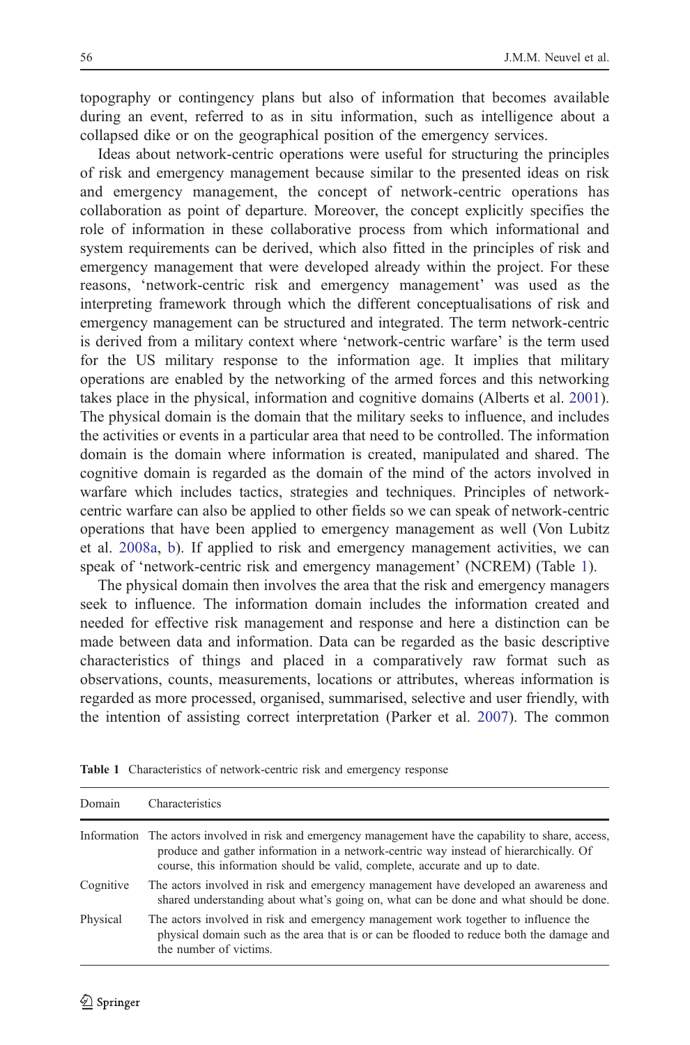topography or contingency plans but also of information that becomes available during an event, referred to as in situ information, such as intelligence about a collapsed dike or on the geographical position of the emergency services.

Ideas about network-centric operations were useful for structuring the principles of risk and emergency management because similar to the presented ideas on risk and emergency management, the concept of network-centric operations has collaboration as point of departure. Moreover, the concept explicitly specifies the role of information in these collaborative process from which informational and system requirements can be derived, which also fitted in the principles of risk and emergency management that were developed already within the project. For these reasons, 'network-centric risk and emergency management' was used as the interpreting framework through which the different conceptualisations of risk and emergency management can be structured and integrated. The term network-centric is derived from a military context where 'network-centric warfare' is the term used for the US military response to the information age. It implies that military operations are enabled by the networking of the armed forces and this networking takes place in the physical, information and cognitive domains (Alberts et al. 2001). The physical domain is the domain that the military seeks to influence, and includes the activities or events in a particular area that need to be controlled. The information domain is the domain where information is created, manipulated and shared. The cognitive domain is regarded as the domain of the mind of the actors involved in warfare which includes tactics, strategies and techniques. Principles of network-centric warfare can also be applied to other fields so we can speak of network-centric operations that have been applied to emergency management as well (Von Lubitz et al. 2008a, b). If applied to risk and emergency management activities, we can speak of 'network-centric risk and emergency management' (NCREM) (Table 1).

The physical domain then involves the area that the risk and emergency managers seek to influence. The information domain includes the information created and needed for effective risk management and response and here a distinction can be made between data and information. Data can be regarded as the basic descriptive characteristics of things and placed in a comparatively raw format such as observations, counts, measurements, locations or attributes, whereas information is regarded as more processed, organised, summarised, selective and user friendly, with the intention of assisting correct interpretation (Parker et al. 2007). The common

**Table 1** Characteristics of network-centric risk and emergency response

| Domain | Characteristics |
|---|---|
| Information | The actors involved in risk and emergency management have the capability to share, access, produce and gather information in a network-centric way instead of hierarchically. Of course, this information should be valid, complete, accurate and up to date. |
| Cognitive | The actors involved in risk and emergency management have developed an awareness and shared understanding about what's going on, what can be done and what should be done. |
| Physical | The actors involved in risk and emergency management work together to influence the physical domain such as the area that is or can be flooded to reduce both the damage and the number of victims. |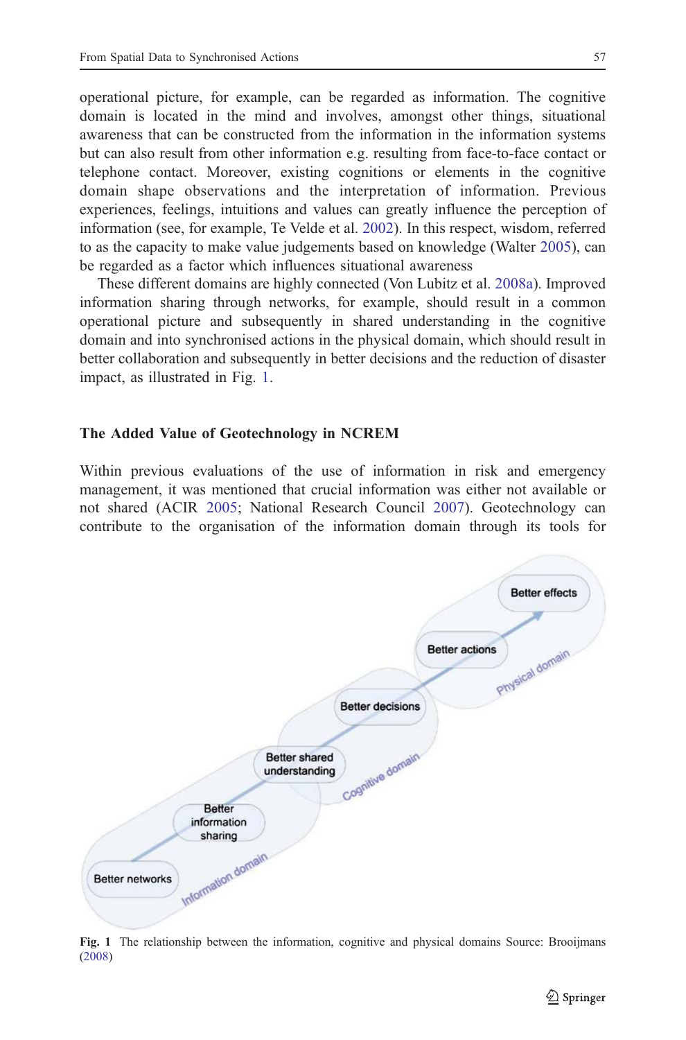operational picture, for example, can be regarded as information. The cognitive domain is located in the mind and involves, amongst other things, situational awareness that can be constructed from the information in the information systems but can also result from other information e.g. resulting from face-to-face contact or telephone contact. Moreover, existing cognitions or elements in the cognitive domain shape observations and the interpretation of information. Previous experiences, feelings, intuitions and values can greatly influence the perception of information (see, for example, Te Velde et al. 2002). In this respect, wisdom, referred to as the capacity to make value judgements based on knowledge (Walter 2005), can be regarded as a factor which influences situational awareness

These different domains are highly connected (Von Lubitz et al. 2008a). Improved information sharing through networks, for example, should result in a common operational picture and subsequently in shared understanding in the cognitive domain and into synchronised actions in the physical domain, which should result in better collaboration and subsequently in better decisions and the reduction of disaster impact, as illustrated in Fig. 1.

## The Added Value of Geotechnology in NCREM

Within previous evaluations of the use of information in risk and emergency management, it was mentioned that crucial information was either not available or not shared (ACIR 2005; National Research Council 2007). Geotechnology can contribute to the organisation of the information domain through its tools for

Better effects

Better actions

Physical domain

Better decisions

Better shared understanding

Cognitive domain

Better information sharing

Better networks

Information domain

**Fig. 1** The relationship between the information, cognitive and physical domains Source: Brooijmans (2008)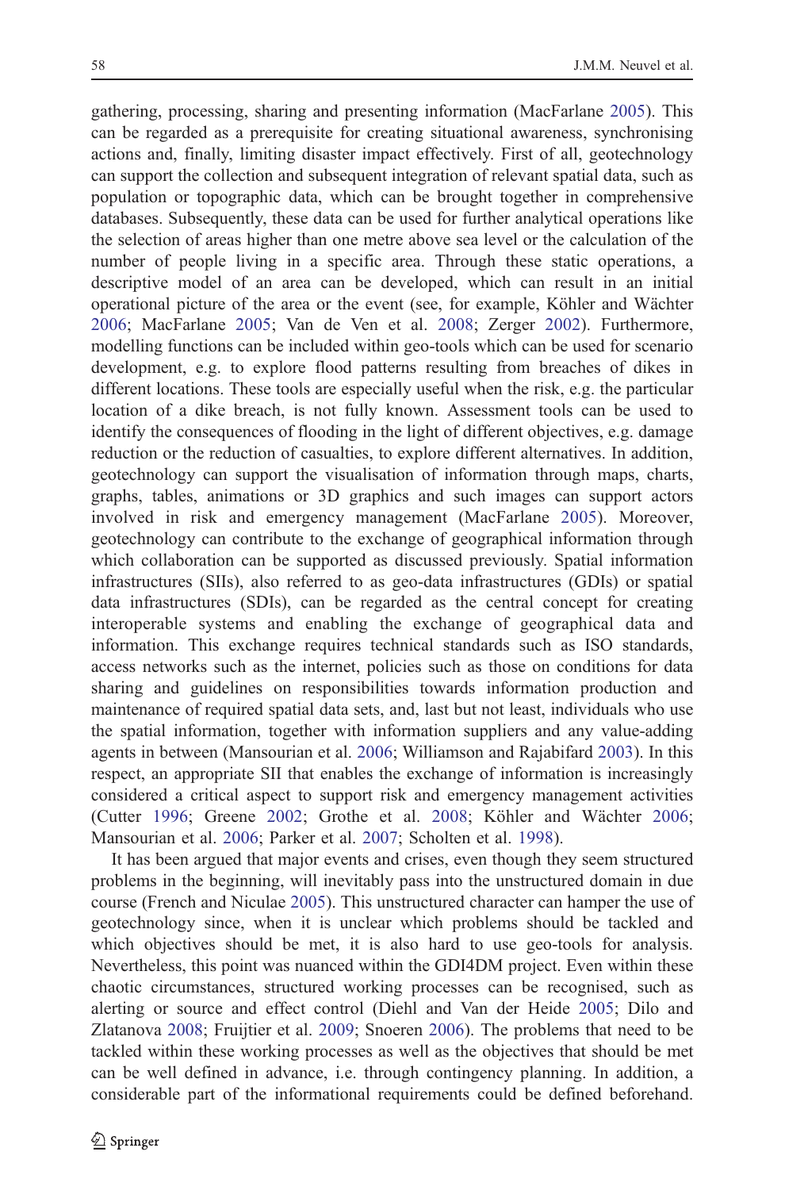gathering, processing, sharing and presenting information (MacFarlane 2005). This can be regarded as a prerequisite for creating situational awareness, synchronising actions and, finally, limiting disaster impact effectively. First of all, geotechnology can support the collection and subsequent integration of relevant spatial data, such as population or topographic data, which can be brought together in comprehensive databases. Subsequently, these data can be used for further analytical operations like the selection of areas higher than one metre above sea level or the calculation of the number of people living in a specific area. Through these static operations, a descriptive model of an area can be developed, which can result in an initial operational picture of the area or the event (see, for example, Köhler and Wächter 2006; MacFarlane 2005; Van de Ven et al. 2008; Zerger 2002). Furthermore, modelling functions can be included within geo-tools which can be used for scenario development, e.g. to explore flood patterns resulting from breaches of dikes in different locations. These tools are especially useful when the risk, e.g. the particular location of a dike breach, is not fully known. Assessment tools can be used to identify the consequences of flooding in the light of different objectives, e.g. damage reduction or the reduction of casualties, to explore different alternatives. In addition, geotechnology can support the visualisation of information through maps, charts, graphs, tables, animations or 3D graphics and such images can support actors involved in risk and emergency management (MacFarlane 2005). Moreover, geotechnology can contribute to the exchange of geographical information through which collaboration can be supported as discussed previously. Spatial information infrastructures (SIIs), also referred to as geo-data infrastructures (GDIs) or spatial data infrastructures (SDIs), can be regarded as the central concept for creating interoperable systems and enabling the exchange of geographical data and information. This exchange requires technical standards such as ISO standards, access networks such as the internet, policies such as those on conditions for data sharing and guidelines on responsibilities towards information production and maintenance of required spatial data sets, and, last but not least, individuals who use the spatial information, together with information suppliers and any value-adding agents in between (Mansourian et al. 2006; Williamson and Rajabifard 2003). In this respect, an appropriate SII that enables the exchange of information is increasingly considered a critical aspect to support risk and emergency management activities (Cutter 1996; Greene 2002; Grothe et al. 2008; Köhler and Wächter 2006; Mansourian et al. 2006; Parker et al. 2007; Scholten et al. 1998).

It has been argued that major events and crises, even though they seem structured problems in the beginning, will inevitably pass into the unstructured domain in due course (French and Niculae 2005). This unstructured character can hamper the use of geotechnology since, when it is unclear which problems should be tackled and which objectives should be met, it is also hard to use geo-tools for analysis. Nevertheless, this point was nuanced within the GDI4DM project. Even within these chaotic circumstances, structured working processes can be recognised, such as alerting or source and effect control (Diehl and Van der Heide 2005; Dilo and Zlatanova 2008; Fruijtier et al. 2009; Snoeren 2006). The problems that need to be tackled within these working processes as well as the objectives that should be met can be well defined in advance, i.e. through contingency planning. In addition, a considerable part of the informational requirements could be defined beforehand.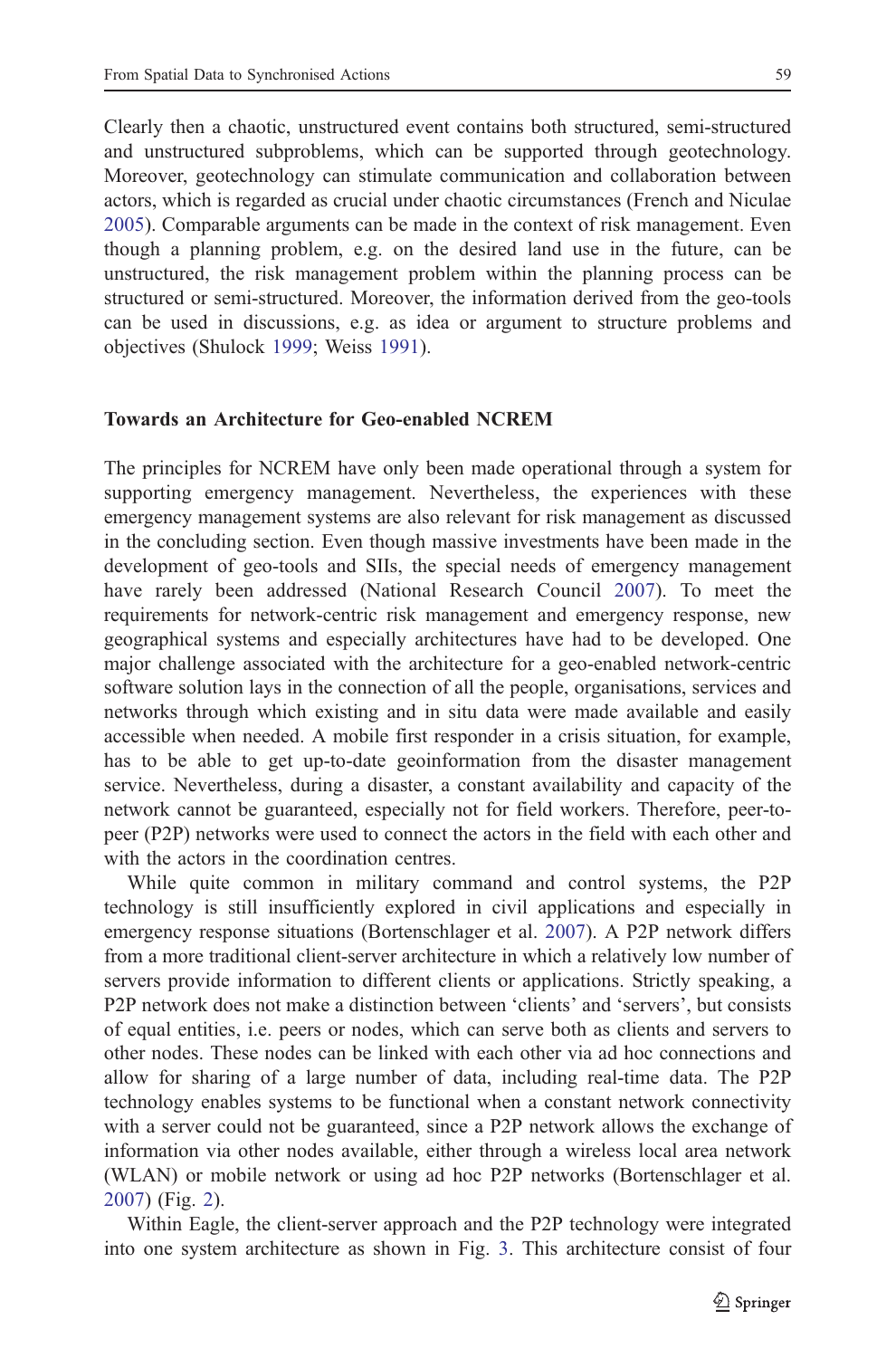Clearly then a chaotic, unstructured event contains both structured, semi-structured and unstructured subproblems, which can be supported through geotechnology. Moreover, geotechnology can stimulate communication and collaboration between actors, which is regarded as crucial under chaotic circumstances (French and Niculae 2005). Comparable arguments can be made in the context of risk management. Even though a planning problem, e.g. on the desired land use in the future, can be unstructured, the risk management problem within the planning process can be structured or semi-structured. Moreover, the information derived from the geo-tools can be used in discussions, e.g. as idea or argument to structure problems and objectives (Shulock 1999; Weiss 1991).

## Towards an Architecture for Geo-enabled NCREM

The principles for NCREM have only been made operational through a system for supporting emergency management. Nevertheless, the experiences with these emergency management systems are also relevant for risk management as discussed in the concluding section. Even though massive investments have been made in the development of geo-tools and SIIs, the special needs of emergency management have rarely been addressed (National Research Council 2007). To meet the requirements for network-centric risk management and emergency response, new geographical systems and especially architectures have had to be developed. One major challenge associated with the architecture for a geo-enabled network-centric software solution lays in the connection of all the people, organisations, services and networks through which existing and in situ data were made available and easily accessible when needed. A mobile first responder in a crisis situation, for example, has to be able to get up-to-date geoinformation from the disaster management service. Nevertheless, during a disaster, a constant availability and capacity of the network cannot be guaranteed, especially not for field workers. Therefore, peer-to-peer (P2P) networks were used to connect the actors in the field with each other and with the actors in the coordination centres.

While quite common in military command and control systems, the P2P technology is still insufficiently explored in civil applications and especially in emergency response situations (Bortenschlager et al. 2007). A P2P network differs from a more traditional client-server architecture in which a relatively low number of servers provide information to different clients or applications. Strictly speaking, a P2P network does not make a distinction between 'clients' and 'servers', but consists of equal entities, i.e. peers or nodes, which can serve both as clients and servers to other nodes. These nodes can be linked with each other via ad hoc connections and allow for sharing of a large number of data, including real-time data. The P2P technology enables systems to be functional when a constant network connectivity with a server could not be guaranteed, since a P2P network allows the exchange of information via other nodes available, either through a wireless local area network (WLAN) or mobile network or using ad hoc P2P networks (Bortenschlager et al. 2007) (Fig. 2).

Within Eagle, the client-server approach and the P2P technology were integrated into one system architecture as shown in Fig. 3. This architecture consist of four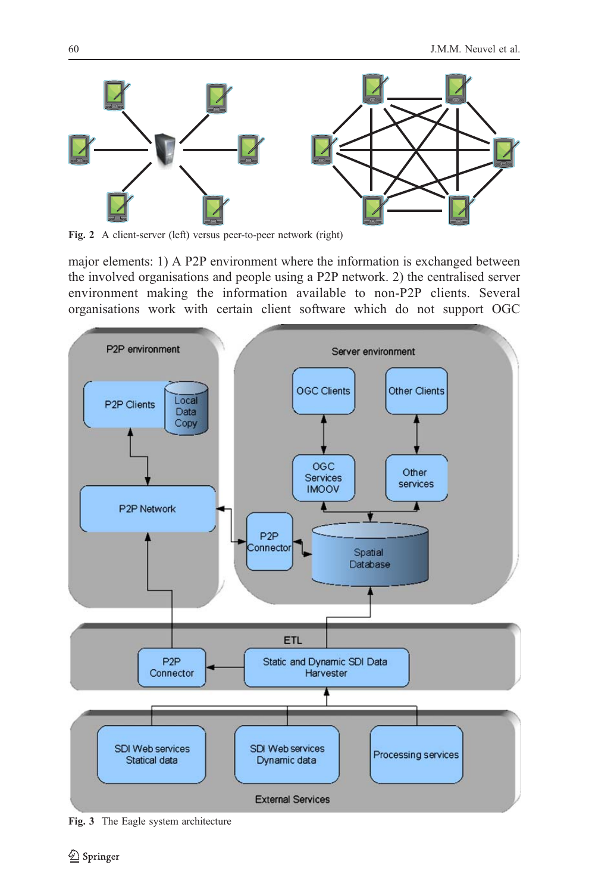Fig. 2 A client-server (left) versus peer-to-peer network (right)

major elements: 1) A P2P environment where the information is exchanged between the involved organisations and people using a P2P network. 2) the centralised server environment making the information available to non-P2P clients. Several organisations work with certain client software which do not support OGC

Fig. 3 The Eagle system architecture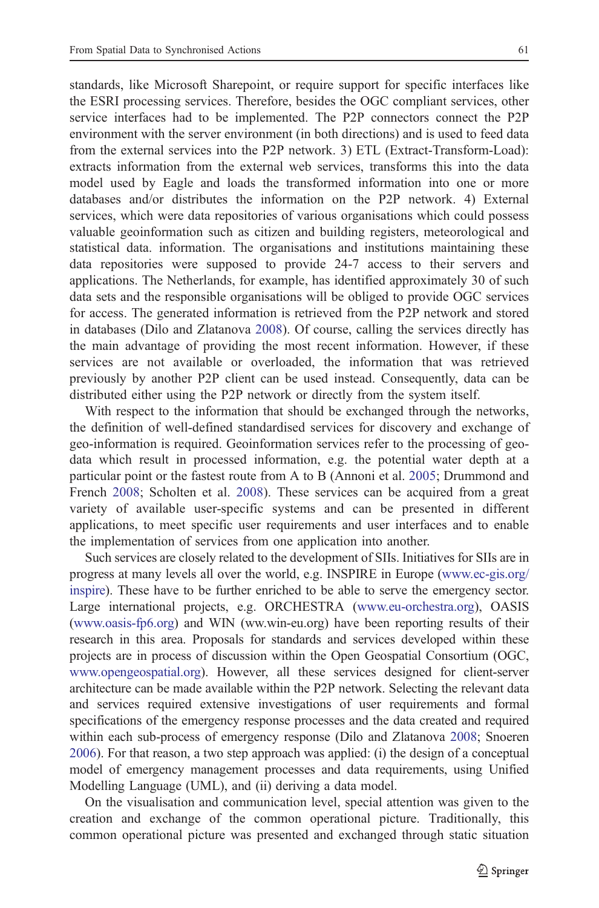standards, like Microsoft Sharepoint, or require support for specific interfaces like the ESRI processing services. Therefore, besides the OGC compliant services, other service interfaces had to be implemented. The P2P connectors connect the P2P environment with the server environment (in both directions) and is used to feed data from the external services into the P2P network. 3) ETL (Extract-Transform-Load): extracts information from the external web services, transforms this into the data model used by Eagle and loads the transformed information into one or more databases and/or distributes the information on the P2P network. 4) External services, which were data repositories of various organisations which could possess valuable geoinformation such as citizen and building registers, meteorological and statistical data. information. The organisations and institutions maintaining these data repositories were supposed to provide 24-7 access to their servers and applications. The Netherlands, for example, has identified approximately 30 of such data sets and the responsible organisations will be obliged to provide OGC services for access. The generated information is retrieved from the P2P network and stored in databases (Dilo and Zlatanova 2008). Of course, calling the services directly has the main advantage of providing the most recent information. However, if these services are not available or overloaded, the information that was retrieved previously by another P2P client can be used instead. Consequently, data can be distributed either using the P2P network or directly from the system itself.

With respect to the information that should be exchanged through the networks, the definition of well-defined standardised services for discovery and exchange of geo-information is required. Geoinformation services refer to the processing of geo-data which result in processed information, e.g. the potential water depth at a particular point or the fastest route from A to B (Annoni et al. 2005; Drummond and French 2008; Scholten et al. 2008). These services can be acquired from a great variety of available user-specific systems and can be presented in different applications, to meet specific user requirements and user interfaces and to enable the implementation of services from one application into another.

Such services are closely related to the development of SIIs. Initiatives for SIIs are in progress at many levels all over the world, e.g. INSPIRE in Europe (www.ec-gis.org/inspire). These have to be further enriched to be able to serve the emergency sector. Large international projects, e.g. ORCHESTRA (www.eu-orchestra.org), OASIS (www.oasis-fp6.org) and WIN (ww.win-eu.org) have been reporting results of their research in this area. Proposals for standards and services developed within these projects are in process of discussion within the Open Geospatial Consortium (OGC, www.opengeospatial.org). However, all these services designed for client-server architecture can be made available within the P2P network. Selecting the relevant data and services required extensive investigations of user requirements and formal specifications of the emergency response processes and the data created and required within each sub-process of emergency response (Dilo and Zlatanova 2008; Snoeren 2006). For that reason, a two step approach was applied: (i) the design of a conceptual model of emergency management processes and data requirements, using Unified Modelling Language (UML), and (ii) deriving a data model.

On the visualisation and communication level, special attention was given to the creation and exchange of the common operational picture. Traditionally, this common operational picture was presented and exchanged through static situation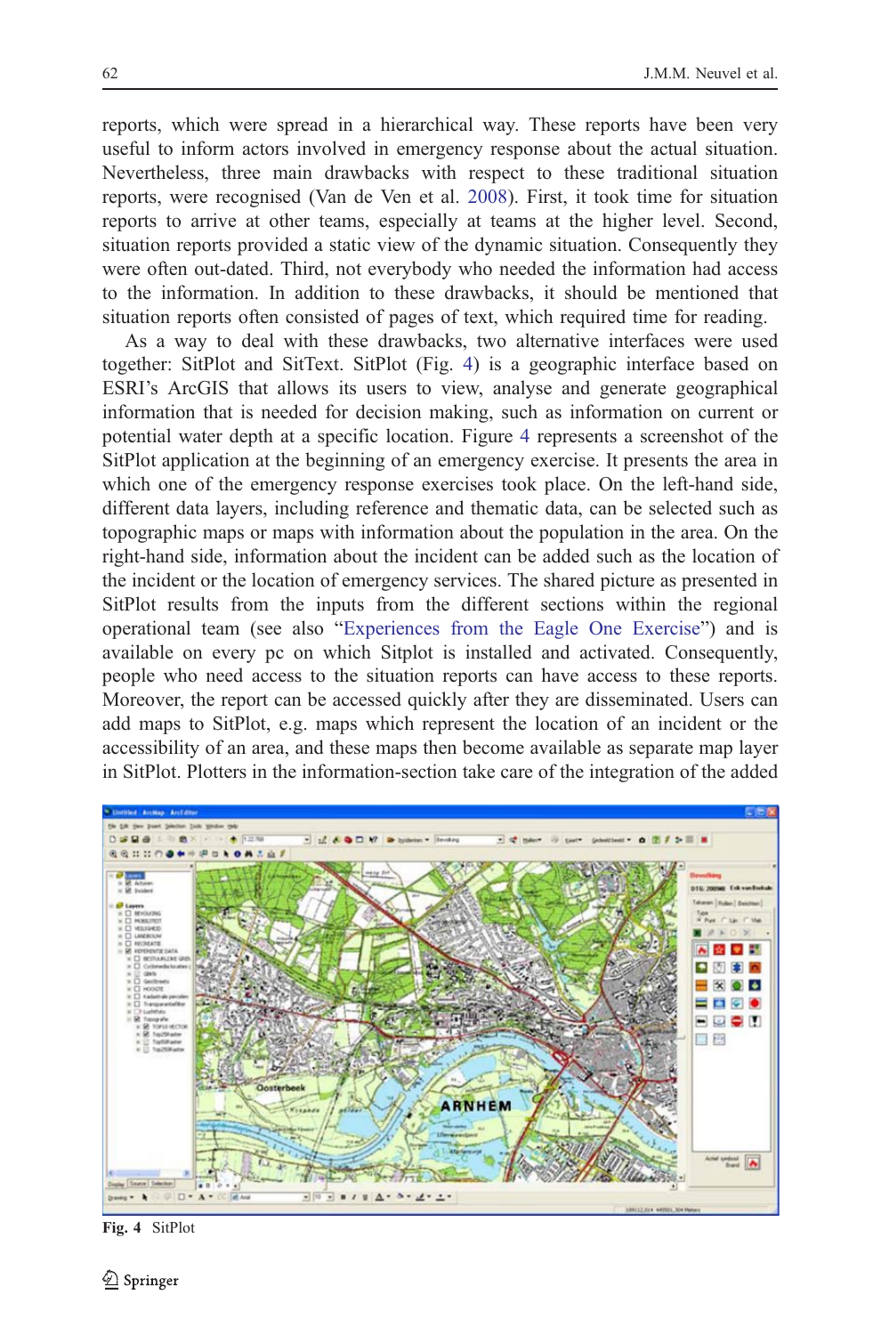reports, which were spread in a hierarchical way. These reports have been very useful to inform actors involved in emergency response about the actual situation. Nevertheless, three main drawbacks with respect to these traditional situation reports, were recognised (Van de Ven et al. 2008). First, it took time for situation reports to arrive at other teams, especially at teams at the higher level. Second, situation reports provided a static view of the dynamic situation. Consequently they were often out-dated. Third, not everybody who needed the information had access to the information. In addition to these drawbacks, it should be mentioned that situation reports often consisted of pages of text, which required time for reading.

As a way to deal with these drawbacks, two alternative interfaces were used together: SitPlot and SitText. SitPlot (Fig. 4) is a geographic interface based on ESRI's ArcGIS that allows its users to view, analyse and generate geographical information that is needed for decision making, such as information on current or potential water depth at a specific location. Figure 4 represents a screenshot of the SitPlot application at the beginning of an emergency exercise. It presents the area in which one of the emergency response exercises took place. On the left-hand side, different data layers, including reference and thematic data, can be selected such as topographic maps or maps with information about the population in the area. On the right-hand side, information about the incident can be added such as the location of the incident or the location of emergency services. The shared picture as presented in SitPlot results from the inputs from the different sections within the regional operational team (see also "Experiences from the Eagle One Exercise") and is available on every pc on which Sitplot is installed and activated. Consequently, people who need access to the situation reports can have access to these reports. Moreover, the report can be accessed quickly after they are disseminated. Users can add maps to SitPlot, e.g. maps which represent the location of an incident or the accessibility of an area, and these maps then become available as separate map layer in SitPlot. Plotters in the information-section take care of the integration of the added

**Fig. 4** SitPlot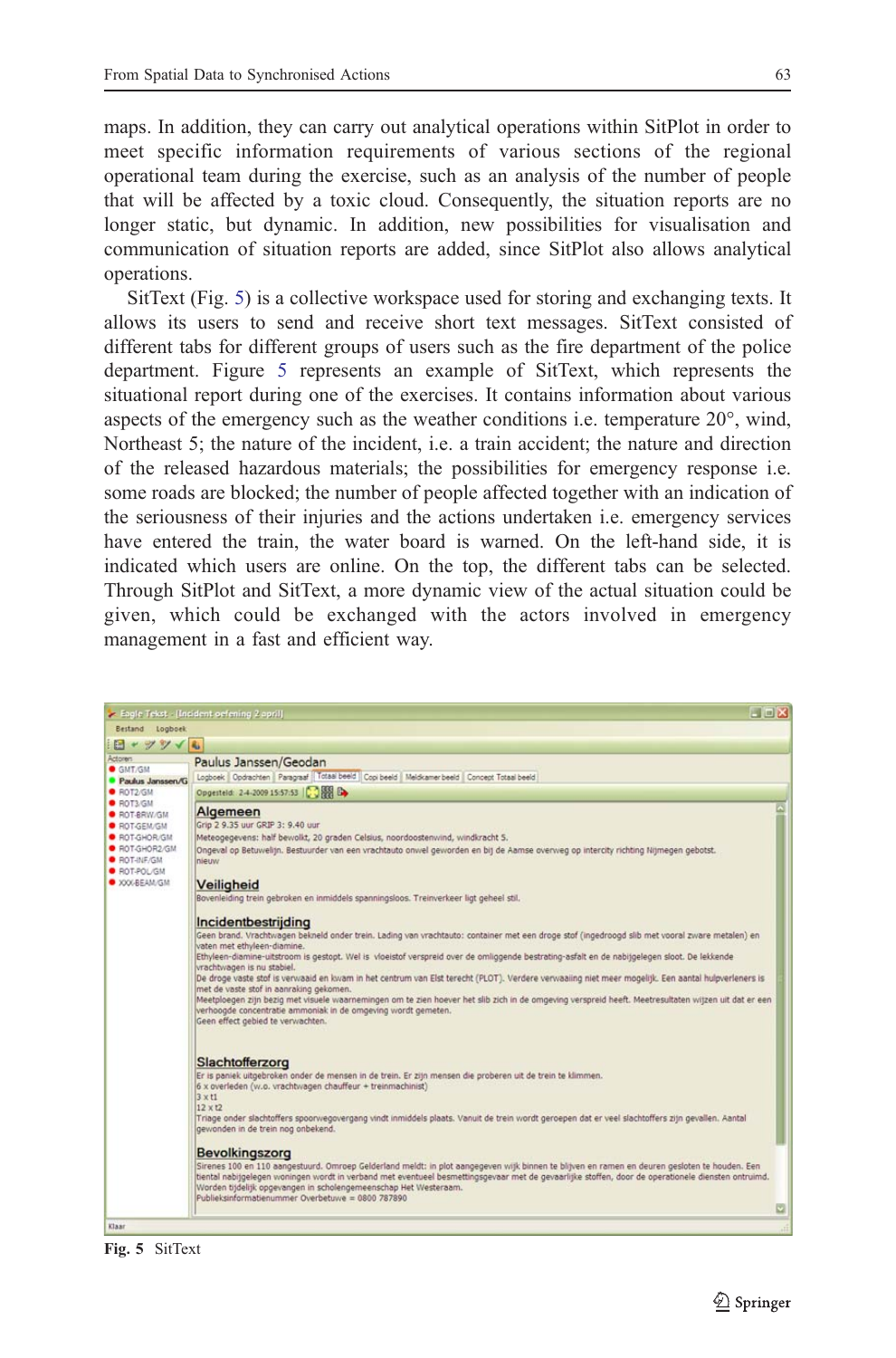maps. In addition, they can carry out analytical operations within SitPlot in order to meet specific information requirements of various sections of the regional operational team during the exercise, such as an analysis of the number of people that will be affected by a toxic cloud. Consequently, the situation reports are no longer static, but dynamic. In addition, new possibilities for visualisation and communication of situation reports are added, since SitPlot also allows analytical operations.

SitText (Fig. 5) is a collective workspace used for storing and exchanging texts. It allows its users to send and receive short text messages. SitText consisted of different tabs for different groups of users such as the fire department of the police department. Figure 5 represents an example of SitText, which represents the situational report during one of the exercises. It contains information about various aspects of the emergency such as the weather conditions i.e. temperature 20°, wind, Northeast 5; the nature of the incident, i.e. a train accident; the nature and direction of the released hazardous materials; the possibilities for emergency response i.e. some roads are blocked; the number of people affected together with an indication of the seriousness of their injuries and the actions undertaken i.e. emergency services have entered the train, the water board is warned. On the left-hand side, it is indicated which users are online. On the top, the different tabs can be selected. Through SitPlot and SitText, a more dynamic view of the actual situation could be given, which could be exchanged with the actors involved in emergency management in a fast and efficient way.

**Fig. 5** SitText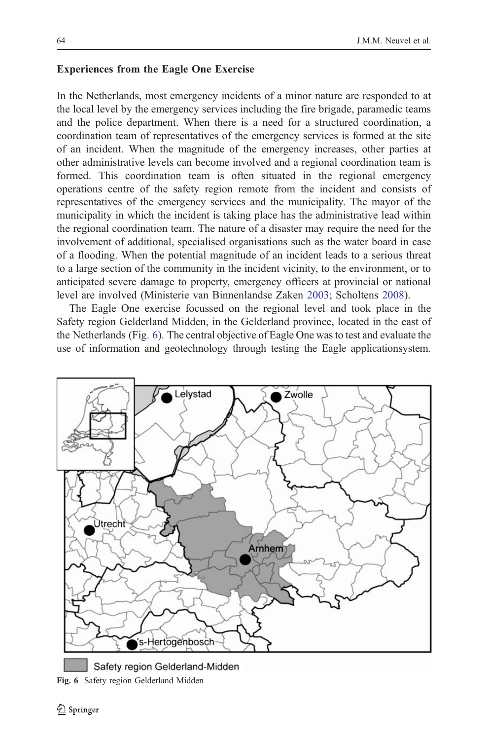### Experiences from the Eagle One Exercise

In the Netherlands, most emergency incidents of a minor nature are responded to at the local level by the emergency services including the fire brigade, paramedic teams and the police department. When there is a need for a structured coordination, a coordination team of representatives of the emergency services is formed at the site of an incident. When the magnitude of the emergency increases, other parties at other administrative levels can become involved and a regional coordination team is formed. This coordination team is often situated in the regional emergency operations centre of the safety region remote from the incident and consists of representatives of the emergency services and the municipality. The mayor of the municipality in which the incident is taking place has the administrative lead within the regional coordination team. The nature of a disaster may require the need for the involvement of additional, specialised organisations such as the water board in case of a flooding. When the potential magnitude of an incident leads to a serious threat to a large section of the community in the incident vicinity, to the environment, or to anticipated severe damage to property, emergency officers at provincial or national level are involved (Ministerie van Binnenlandse Zaken 2003; Scholtens 2008).

The Eagle One exercise focussed on the regional level and took place in the Safety region Gelderland Midden, in the Gelderland province, located in the east of the Netherlands (Fig. 6). The central objective of Eagle One was to test and evaluate the use of information and geotechnology through testing the Eagle applicationsystem.

Lelystad Zwolle Utrecht Arnhem 's-Hertogenbosch

Safety region Gelderland-Midden

**Fig. 6** Safety region Gelderland Midden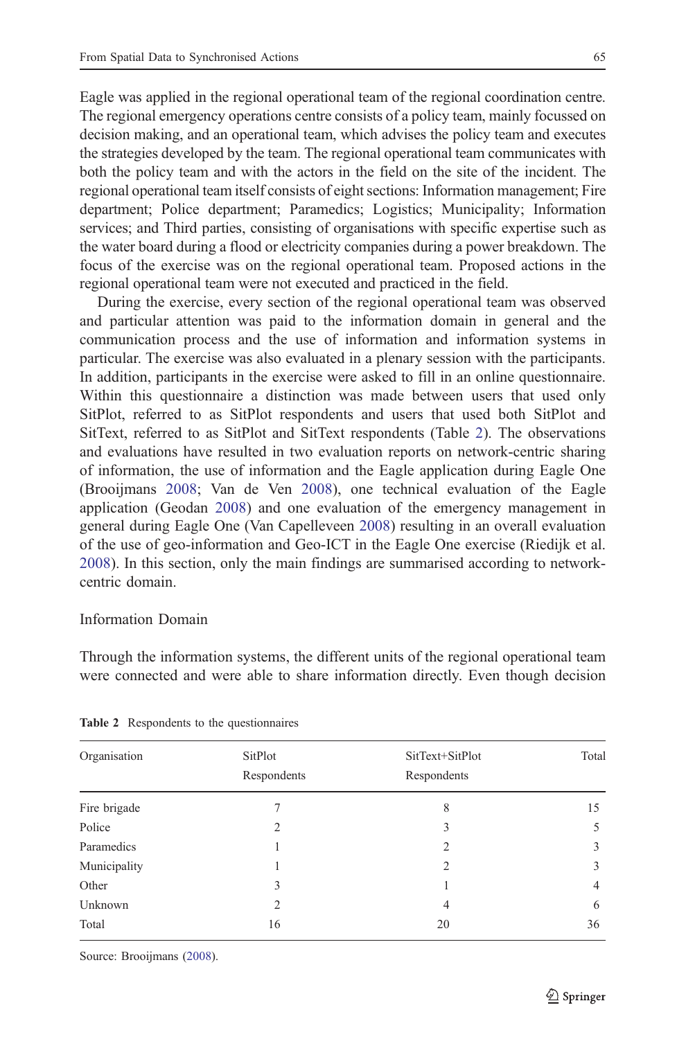Eagle was applied in the regional operational team of the regional coordination centre. The regional emergency operations centre consists of a policy team, mainly focussed on decision making, and an operational team, which advises the policy team and executes the strategies developed by the team. The regional operational team communicates with both the policy team and with the actors in the field on the site of the incident. The regional operational team itself consists of eight sections: Information management; Fire department; Police department; Paramedics; Logistics; Municipality; Information services; and Third parties, consisting of organisations with specific expertise such as the water board during a flood or electricity companies during a power breakdown. The focus of the exercise was on the regional operational team. Proposed actions in the regional operational team were not executed and practiced in the field.

During the exercise, every section of the regional operational team was observed and particular attention was paid to the information domain in general and the communication process and the use of information and information systems in particular. The exercise was also evaluated in a plenary session with the participants. In addition, participants in the exercise were asked to fill in an online questionnaire. Within this questionnaire a distinction was made between users that used only SitPlot, referred to as SitPlot respondents and users that used both SitPlot and SitText, referred to as SitPlot and SitText respondents (Table 2). The observations and evaluations have resulted in two evaluation reports on network-centric sharing of information, the use of information and the Eagle application during Eagle One (Brooijmans 2008; Van de Ven 2008), one technical evaluation of the Eagle application (Geodan 2008) and one evaluation of the emergency management in general during Eagle One (Van Capelleveen 2008) resulting in an overall evaluation of the use of geo-information and Geo-ICT in the Eagle One exercise (Riedijk et al. 2008). In this section, only the main findings are summarised according to network-centric domain.

### Information Domain

Through the information systems, the different units of the regional operational team were connected and were able to share information directly. Even though decision

**Table 2** Respondents to the questionnaires

| Organisation | SitPlot Respondents | SitText+SitPlot Respondents | Total |
|---|---|---|---|
| Fire brigade | 7 | 8 | 15 |
| Police | 2 | 3 | 5 |
| Paramedics | 1 | 2 | 3 |
| Municipality | 1 | 2 | 3 |
| Other | 3 | 1 | 4 |
| Unknown | 2 | 4 | 6 |
| Total | 16 | 20 | 36 |

Source: Brooijmans (2008).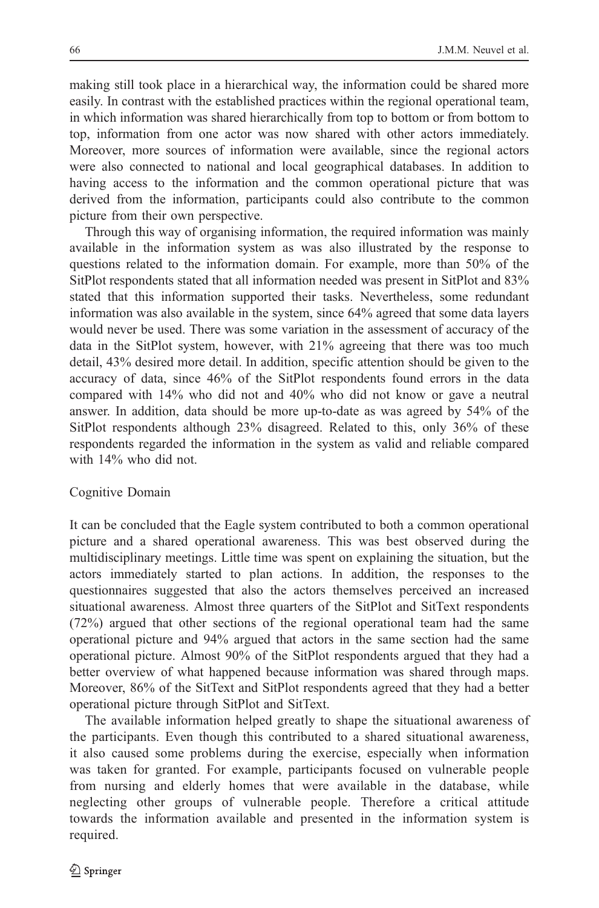making still took place in a hierarchical way, the information could be shared more easily. In contrast with the established practices within the regional operational team, in which information was shared hierarchically from top to bottom or from bottom to top, information from one actor was now shared with other actors immediately. Moreover, more sources of information were available, since the regional actors were also connected to national and local geographical databases. In addition to having access to the information and the common operational picture that was derived from the information, participants could also contribute to the common picture from their own perspective.

Through this way of organising information, the required information was mainly available in the information system as was also illustrated by the response to questions related to the information domain. For example, more than 50% of the SitPlot respondents stated that all information needed was present in SitPlot and 83% stated that this information supported their tasks. Nevertheless, some redundant information was also available in the system, since 64% agreed that some data layers would never be used. There was some variation in the assessment of accuracy of the data in the SitPlot system, however, with 21% agreeing that there was too much detail, 43% desired more detail. In addition, specific attention should be given to the accuracy of data, since 46% of the SitPlot respondents found errors in the data compared with 14% who did not and 40% who did not know or gave a neutral answer. In addition, data should be more up-to-date as was agreed by 54% of the SitPlot respondents although 23% disagreed. Related to this, only 36% of these respondents regarded the information in the system as valid and reliable compared with 14% who did not.

### Cognitive Domain

It can be concluded that the Eagle system contributed to both a common operational picture and a shared operational awareness. This was best observed during the multidisciplinary meetings. Little time was spent on explaining the situation, but the actors immediately started to plan actions. In addition, the responses to the questionnaires suggested that also the actors themselves perceived an increased situational awareness. Almost three quarters of the SitPlot and SitText respondents (72%) argued that other sections of the regional operational team had the same operational picture and 94% argued that actors in the same section had the same operational picture. Almost 90% of the SitPlot respondents argued that they had a better overview of what happened because information was shared through maps. Moreover, 86% of the SitText and SitPlot respondents agreed that they had a better operational picture through SitPlot and SitText.

The available information helped greatly to shape the situational awareness of the participants. Even though this contributed to a shared situational awareness, it also caused some problems during the exercise, especially when information was taken for granted. For example, participants focused on vulnerable people from nursing and elderly homes that were available in the database, while neglecting other groups of vulnerable people. Therefore a critical attitude towards the information available and presented in the information system is required.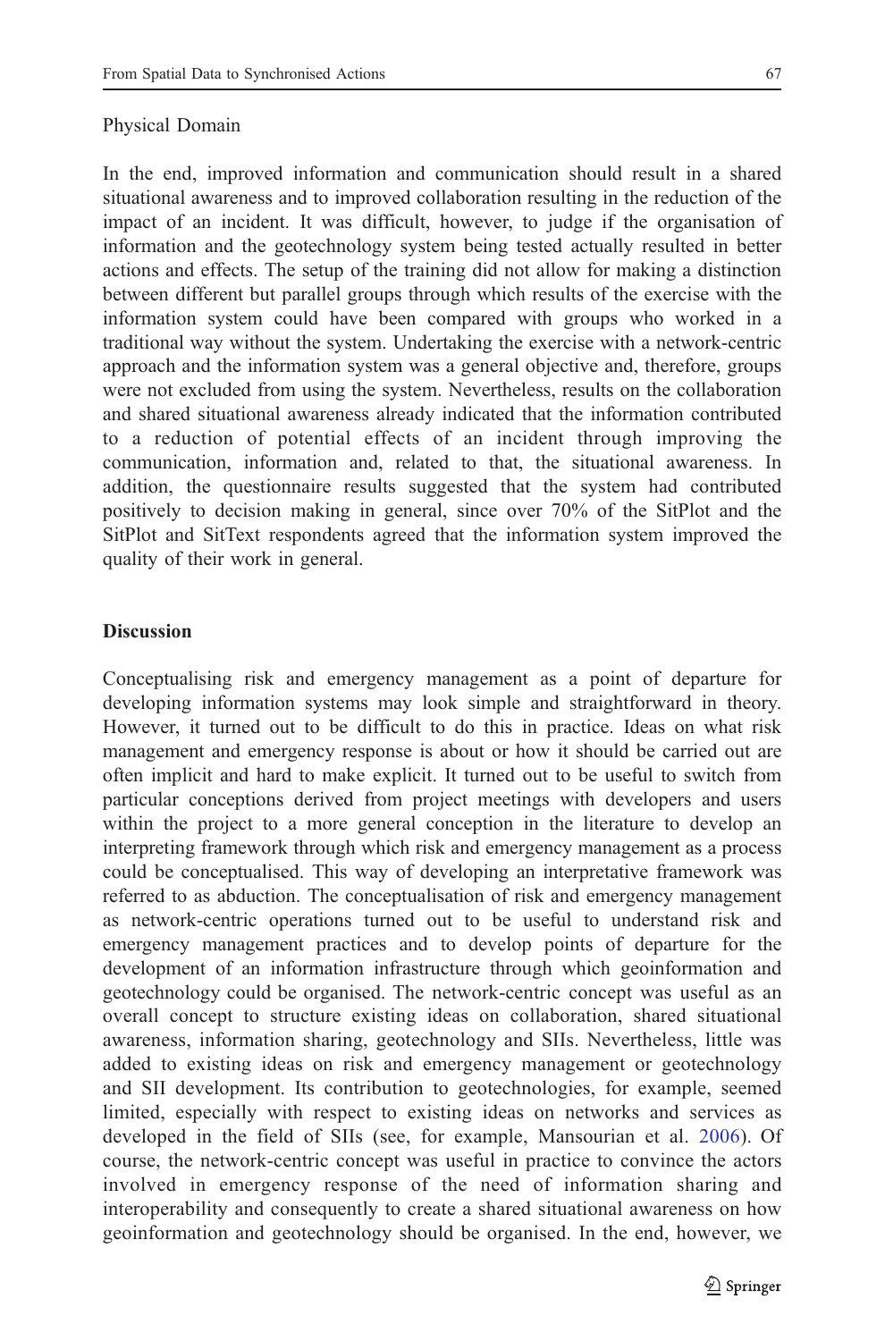Physical Domain

In the end, improved information and communication should result in a shared situational awareness and to improved collaboration resulting in the reduction of the impact of an incident. It was difficult, however, to judge if the organisation of information and the geotechnology system being tested actually resulted in better actions and effects. The setup of the training did not allow for making a distinction between different but parallel groups through which results of the exercise with the information system could have been compared with groups who worked in a traditional way without the system. Undertaking the exercise with a network-centric approach and the information system was a general objective and, therefore, groups were not excluded from using the system. Nevertheless, results on the collaboration and shared situational awareness already indicated that the information contributed to a reduction of potential effects of an incident through improving the communication, information and, related to that, the situational awareness. In addition, the questionnaire results suggested that the system had contributed positively to decision making in general, since over 70% of the SitPlot and the SitPlot and SitText respondents agreed that the information system improved the quality of their work in general.

## Discussion

Conceptualising risk and emergency management as a point of departure for developing information systems may look simple and straightforward in theory. However, it turned out to be difficult to do this in practice. Ideas on what risk management and emergency response is about or how it should be carried out are often implicit and hard to make explicit. It turned out to be useful to switch from particular conceptions derived from project meetings with developers and users within the project to a more general conception in the literature to develop an interpreting framework through which risk and emergency management as a process could be conceptualised. This way of developing an interpretative framework was referred to as abduction. The conceptualisation of risk and emergency management as network-centric operations turned out to be useful to understand risk and emergency management practices and to develop points of departure for the development of an information infrastructure through which geoinformation and geotechnology could be organised. The network-centric concept was useful as an overall concept to structure existing ideas on collaboration, shared situational awareness, information sharing, geotechnology and SIIs. Nevertheless, little was added to existing ideas on risk and emergency management or geotechnology and SII development. Its contribution to geotechnologies, for example, seemed limited, especially with respect to existing ideas on networks and services as developed in the field of SIIs (see, for example, Mansourian et al. 2006). Of course, the network-centric concept was useful in practice to convince the actors involved in emergency response of the need of information sharing and interoperability and consequently to create a shared situational awareness on how geoinformation and geotechnology should be organised. In the end, however, we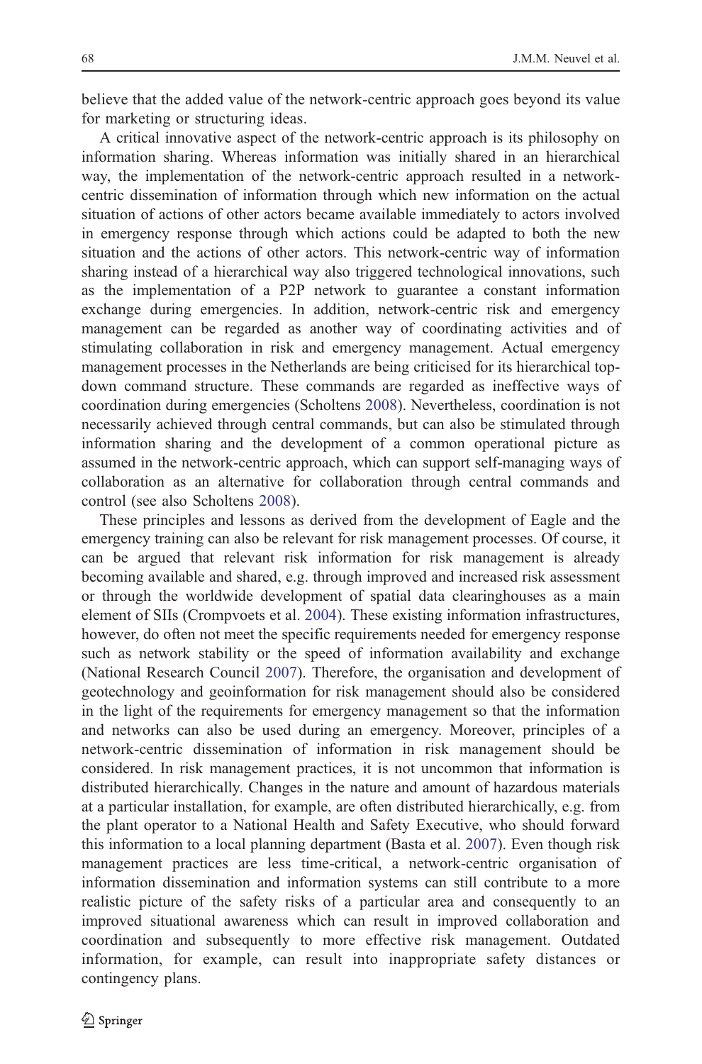believe that the added value of the network-centric approach goes beyond its value for marketing or structuring ideas.

A critical innovative aspect of the network-centric approach is its philosophy on information sharing. Whereas information was initially shared in an hierarchical way, the implementation of the network-centric approach resulted in a network-centric dissemination of information through which new information on the actual situation of actions of other actors became available immediately to actors involved in emergency response through which actions could be adapted to both the new situation and the actions of other actors. This network-centric way of information sharing instead of a hierarchical way also triggered technological innovations, such as the implementation of a P2P network to guarantee a constant information exchange during emergencies. In addition, network-centric risk and emergency management can be regarded as another way of coordinating activities and of stimulating collaboration in risk and emergency management. Actual emergency management processes in the Netherlands are being criticised for its hierarchical top-down command structure. These commands are regarded as ineffective ways of coordination during emergencies (Scholtens 2008). Nevertheless, coordination is not necessarily achieved through central commands, but can also be stimulated through information sharing and the development of a common operational picture as assumed in the network-centric approach, which can support self-managing ways of collaboration as an alternative for collaboration through central commands and control (see also Scholtens 2008).

These principles and lessons as derived from the development of Eagle and the emergency training can also be relevant for risk management processes. Of course, it can be argued that relevant risk information for risk management is already becoming available and shared, e.g. through improved and increased risk assessment or through the worldwide development of spatial data clearinghouses as a main element of SIIs (Crompvoets et al. 2004). These existing information infrastructures, however, do often not meet the specific requirements needed for emergency response such as network stability or the speed of information availability and exchange (National Research Council 2007). Therefore, the organisation and development of geotechnology and geoinformation for risk management should also be considered in the light of the requirements for emergency management so that the information and networks can also be used during an emergency. Moreover, principles of a network-centric dissemination of information in risk management should be considered. In risk management practices, it is not uncommon that information is distributed hierarchically. Changes in the nature and amount of hazardous materials at a particular installation, for example, are often distributed hierarchically, e.g. from the plant operator to a National Health and Safety Executive, who should forward this information to a local planning department (Basta et al. 2007). Even though risk management practices are less time-critical, a network-centric organisation of information dissemination and information systems can still contribute to a more realistic picture of the safety risks of a particular area and consequently to an improved situational awareness which can result in improved collaboration and coordination and subsequently to more effective risk management. Outdated information, for example, can result into inappropriate safety distances or contingency plans.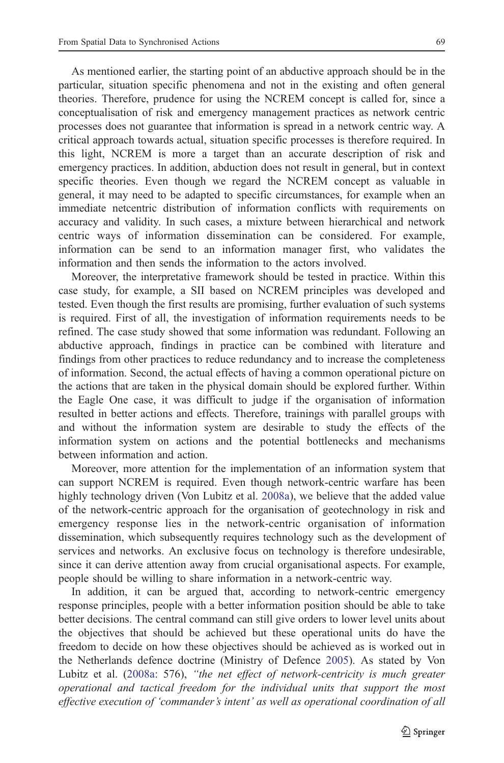As mentioned earlier, the starting point of an abductive approach should be in the particular, situation specific phenomena and not in the existing and often general theories. Therefore, prudence for using the NCREM concept is called for, since a conceptualisation of risk and emergency management practices as network centric processes does not guarantee that information is spread in a network centric way. A critical approach towards actual, situation specific processes is therefore required. In this light, NCREM is more a target than an accurate description of risk and emergency practices. In addition, abduction does not result in general, but in context specific theories. Even though we regard the NCREM concept as valuable in general, it may need to be adapted to specific circumstances, for example when an immediate netcentric distribution of information conflicts with requirements on accuracy and validity. In such cases, a mixture between hierarchical and network centric ways of information dissemination can be considered. For example, information can be send to an information manager first, who validates the information and then sends the information to the actors involved.

Moreover, the interpretative framework should be tested in practice. Within this case study, for example, a SII based on NCREM principles was developed and tested. Even though the first results are promising, further evaluation of such systems is required. First of all, the investigation of information requirements needs to be refined. The case study showed that some information was redundant. Following an abductive approach, findings in practice can be combined with literature and findings from other practices to reduce redundancy and to increase the completeness of information. Second, the actual effects of having a common operational picture on the actions that are taken in the physical domain should be explored further. Within the Eagle One case, it was difficult to judge if the organisation of information resulted in better actions and effects. Therefore, trainings with parallel groups with and without the information system are desirable to study the effects of the information system on actions and the potential bottlenecks and mechanisms between information and action.

Moreover, more attention for the implementation of an information system that can support NCREM is required. Even though network-centric warfare has been highly technology driven (Von Lubitz et al. 2008a), we believe that the added value of the network-centric approach for the organisation of geotechnology in risk and emergency response lies in the network-centric organisation of information dissemination, which subsequently requires technology such as the development of services and networks. An exclusive focus on technology is therefore undesirable, since it can derive attention away from crucial organisational aspects. For example, people should be willing to share information in a network-centric way.

In addition, it can be argued that, according to network-centric emergency response principles, people with a better information position should be able to take better decisions. The central command can still give orders to lower level units about the objectives that should be achieved but these operational units do have the freedom to decide on how these objectives should be achieved as is worked out in the Netherlands defence doctrine (Ministry of Defence 2005). As stated by Von Lubitz et al. (2008a: 576), *"the net effect of network-centricity is much greater operational and tactical freedom for the individual units that support the most effective execution of 'commander's intent' as well as operational coordination of all*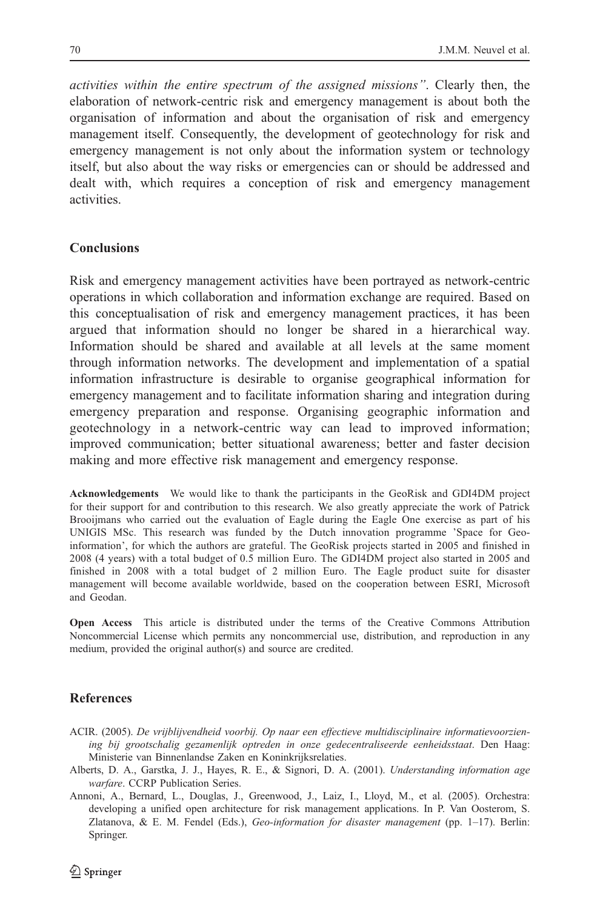*activities within the entire spectrum of the assigned missions"*. Clearly then, the elaboration of network-centric risk and emergency management is about both the organisation of information and about the organisation of risk and emergency management itself. Consequently, the development of geotechnology for risk and emergency management is not only about the information system or technology itself, but also about the way risks or emergencies can or should be addressed and dealt with, which requires a conception of risk and emergency management activities.

## Conclusions

Risk and emergency management activities have been portrayed as network-centric operations in which collaboration and information exchange are required. Based on this conceptualisation of risk and emergency management practices, it has been argued that information should no longer be shared in a hierarchical way. Information should be shared and available at all levels at the same moment through information networks. The development and implementation of a spatial information infrastructure is desirable to organise geographical information for emergency management and to facilitate information sharing and integration during emergency preparation and response. Organising geographic information and geotechnology in a network-centric way can lead to improved information; improved communication; better situational awareness; better and faster decision making and more effective risk management and emergency response.

**Acknowledgements** We would like to thank the participants in the GeoRisk and GDI4DM project for their support for and contribution to this research. We also greatly appreciate the work of Patrick Brooijmans who carried out the evaluation of Eagle during the Eagle One exercise as part of his UNIGIS MSc. This research was funded by the Dutch innovation programme 'Space for Geo-information', for which the authors are grateful. The GeoRisk projects started in 2005 and finished in 2008 (4 years) with a total budget of 0.5 million Euro. The GDI4DM project also started in 2005 and finished in 2008 with a total budget of 2 million Euro. The Eagle product suite for disaster management will become available worldwide, based on the cooperation between ESRI, Microsoft and Geodan.

**Open Access** This article is distributed under the terms of the Creative Commons Attribution Noncommercial License which permits any noncommercial use, distribution, and reproduction in any medium, provided the original author(s) and source are credited.

## References

ACIR. (2005). *De vrijblijvendheid voorbij. Op naar een effectieve multidisciplinaire informatievoorziening bij grootschalig gezamenlijk optreden in onze gedecentraliseerde eenheidsstaat*. Den Haag: Ministerie van Binnenlandse Zaken en Koninkrijksrelaties.

Alberts, D. A., Garstka, J. J., Hayes, R. E., & Signori, D. A. (2001). *Understanding information age warfare*. CCRP Publication Series.

Annoni, A., Bernard, L., Douglas, J., Greenwood, J., Laiz, I., Lloyd, M., et al. (2005). Orchestra: developing a unified open architecture for risk management applications. In P. Van Oosterom, S. Zlatanova, & E. M. Fendel (Eds.), *Geo-information for disaster management* (pp. 1–17). Berlin: Springer.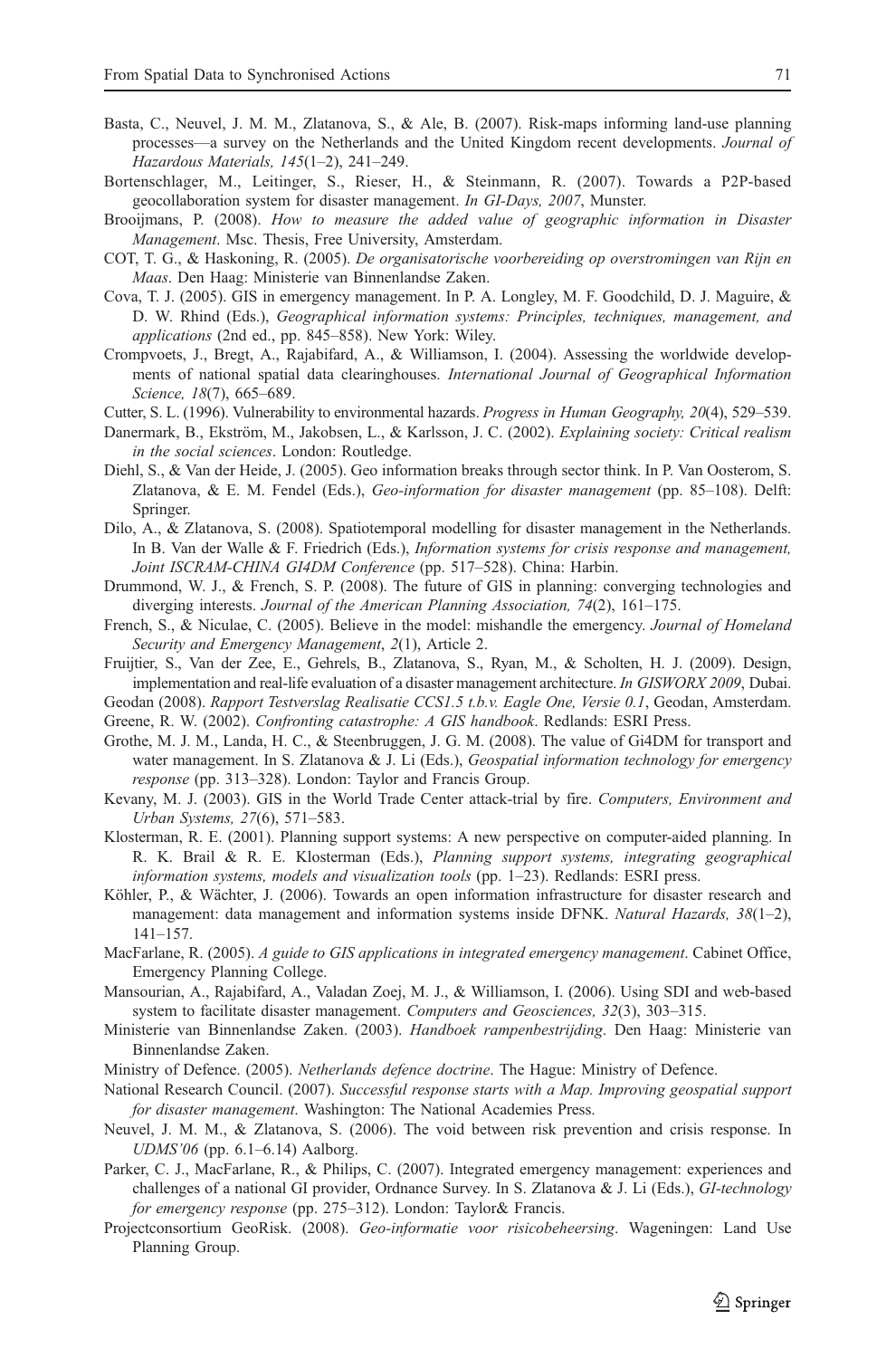Basta, C., Neuvel, J. M. M., Zlatanova, S., & Ale, B. (2007). Risk-maps informing land-use planning processes—a survey on the Netherlands and the United Kingdom recent developments. *Journal of Hazardous Materials, 145*(1–2), 241–249.

Bortenschlager, M., Leitinger, S., Rieser, H., & Steinmann, R. (2007). Towards a P2P-based geocollaboration system for disaster management. *In GI-Days, 2007*, Munster.

Brooijmans, P. (2008). *How to measure the added value of geographic information in Disaster Management*. Msc. Thesis, Free University, Amsterdam.

COT, T. G., & Haskoning, R. (2005). *De organisatorische voorbereiding op overstromingen van Rijn en Maas*. Den Haag: Ministerie van Binnenlandse Zaken.

Cova, T. J. (2005). GIS in emergency management. In P. A. Longley, M. F. Goodchild, D. J. Maguire, & D. W. Rhind (Eds.), *Geographical information systems: Principles, techniques, management, and applications* (2nd ed., pp. 845–858). New York: Wiley.

Crompvoets, J., Bregt, A., Rajabifard, A., & Williamson, I. (2004). Assessing the worldwide developments of national spatial data clearinghouses. *International Journal of Geographical Information Science, 18*(7), 665–689.

Cutter, S. L. (1996). Vulnerability to environmental hazards. *Progress in Human Geography, 20*(4), 529–539.

Danermark, B., Ekström, M., Jakobsen, L., & Karlsson, J. C. (2002). *Explaining society: Critical realism in the social sciences*. London: Routledge.

Diehl, S., & Van der Heide, J. (2005). Geo information breaks through sector think. In P. Van Oosterom, S. Zlatanova, & E. M. Fendel (Eds.), *Geo-information for disaster management* (pp. 85–108). Delft: Springer.

Dilo, A., & Zlatanova, S. (2008). Spatiotemporal modelling for disaster management in the Netherlands. In B. Van der Walle & F. Friedrich (Eds.), *Information systems for crisis response and management, Joint ISCRAM-CHINA GI4DM Conference* (pp. 517–528). China: Harbin.

Drummond, W. J., & French, S. P. (2008). The future of GIS in planning: converging technologies and diverging interests. *Journal of the American Planning Association, 74*(2), 161–175.

French, S., & Niculae, C. (2005). Believe in the model: mishandle the emergency. *Journal of Homeland Security and Emergency Management*, *2*(1), Article 2.

Fruijtier, S., Van der Zee, E., Gehrels, B., Zlatanova, S., Ryan, M., & Scholten, H. J. (2009). Design, implementation and real-life evaluation of a disaster management architecture. *In GISWORX 2009*, Dubai.

Geodan (2008). *Rapport Testverslag Realisatie CCS1.5 t.b.v. Eagle One, Versie 0.1*, Geodan, Amsterdam.

Greene, R. W. (2002). *Confronting catastrophe: A GIS handbook*. Redlands: ESRI Press.

Grothe, M. J. M., Landa, H. C., & Steenbruggen, J. G. M. (2008). The value of Gi4DM for transport and water management. In S. Zlatanova & J. Li (Eds.), *Geospatial information technology for emergency response* (pp. 313–328). London: Taylor and Francis Group.

Kevany, M. J. (2003). GIS in the World Trade Center attack-trial by fire. *Computers, Environment and Urban Systems, 27*(6), 571–583.

Klosterman, R. E. (2001). Planning support systems: A new perspective on computer-aided planning. In R. K. Brail & R. E. Klosterman (Eds.), *Planning support systems, integrating geographical information systems, models and visualization tools* (pp. 1–23). Redlands: ESRI press.

Köhler, P., & Wächter, J. (2006). Towards an open information infrastructure for disaster research and management: data management and information systems inside DFNK. *Natural Hazards, 38*(1–2), 141–157.

MacFarlane, R. (2005). *A guide to GIS applications in integrated emergency management*. Cabinet Office, Emergency Planning College.

Mansourian, A., Rajabifard, A., Valadan Zoej, M. J., & Williamson, I. (2006). Using SDI and web-based system to facilitate disaster management. *Computers and Geosciences, 32*(3), 303–315.

Ministerie van Binnenlandse Zaken. (2003). *Handboek rampenbestrijding*. Den Haag: Ministerie van Binnenlandse Zaken.

Ministry of Defence. (2005). *Netherlands defence doctrine*. The Hague: Ministry of Defence.

National Research Council. (2007). *Successful response starts with a Map. Improving geospatial support for disaster management*. Washington: The National Academies Press.

Neuvel, J. M. M., & Zlatanova, S. (2006). The void between risk prevention and crisis response. In *UDMS'06* (pp. 6.1–6.14) Aalborg.

Parker, C. J., MacFarlane, R., & Philips, C. (2007). Integrated emergency management: experiences and challenges of a national GI provider, Ordnance Survey. In S. Zlatanova & J. Li (Eds.), *GI-technology for emergency response* (pp. 275–312). London: Taylor& Francis.

Projectconsortium GeoRisk. (2008). *Geo-informatie voor risicobeheersing*. Wageningen: Land Use Planning Group.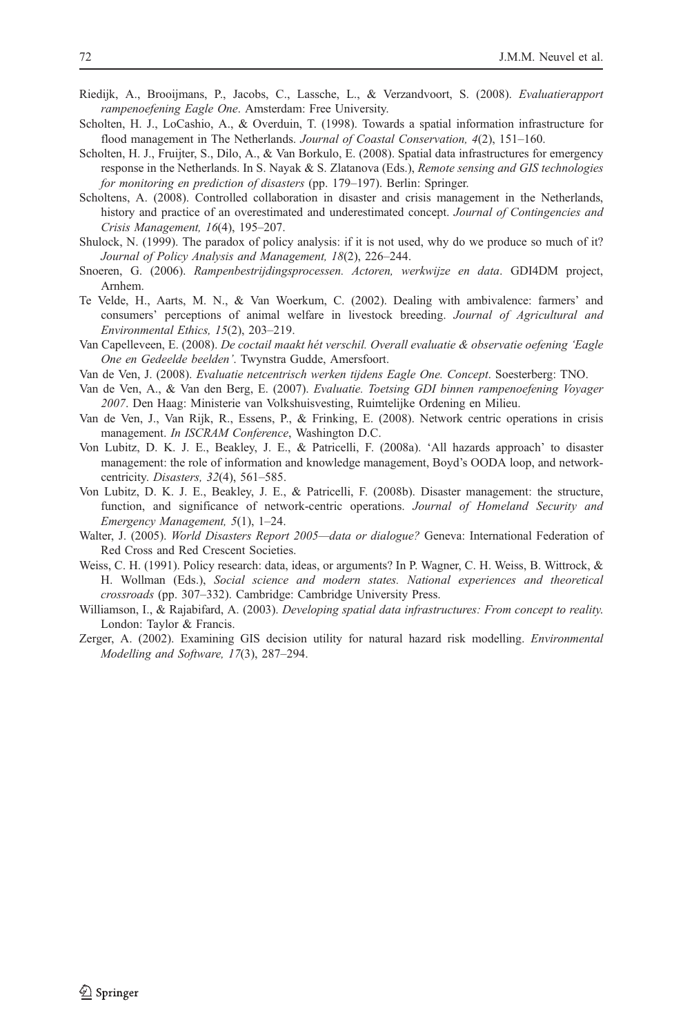Riedijk, A., Brooijmans, P., Jacobs, C., Lassche, L., & Verzandvoort, S. (2008). *Evaluatierapport rampenoefening Eagle One*. Amsterdam: Free University.

Scholten, H. J., LoCashio, A., & Overduin, T. (1998). Towards a spatial information infrastructure for flood management in The Netherlands. *Journal of Coastal Conservation, 4*(2), 151–160.

Scholten, H. J., Fruijter, S., Dilo, A., & Van Borkulo, E. (2008). Spatial data infrastructures for emergency response in the Netherlands. In S. Nayak & S. Zlatanova (Eds.), *Remote sensing and GIS technologies for monitoring en prediction of disasters* (pp. 179–197). Berlin: Springer.

Scholtens, A. (2008). Controlled collaboration in disaster and crisis management in the Netherlands, history and practice of an overestimated and underestimated concept. *Journal of Contingencies and Crisis Management, 16*(4), 195–207.

Shulock, N. (1999). The paradox of policy analysis: if it is not used, why do we produce so much of it? *Journal of Policy Analysis and Management, 18*(2), 226–244.

Snoeren, G. (2006). *Rampenbestrijdingsprocessen. Actoren, werkwijze en data*. GDI4DM project, Arnhem.

Te Velde, H., Aarts, M. N., & Van Woerkum, C. (2002). Dealing with ambivalence: farmers' and consumers' perceptions of animal welfare in livestock breeding. *Journal of Agricultural and Environmental Ethics, 15*(2), 203–219.

Van Capelleveen, E. (2008). *De coctail maakt hét verschil. Overall evaluatie & observatie oefening 'Eagle One en Gedeelde beelden'*. Twynstra Gudde, Amersfoort.

Van de Ven, J. (2008). *Evaluatie netcentrisch werken tijdens Eagle One. Concept*. Soesterberg: TNO.

Van de Ven, A., & Van den Berg, E. (2007). *Evaluatie. Toetsing GDI binnen rampenoefening Voyager 2007*. Den Haag: Ministerie van Volkshuisvesting, Ruimtelijke Ordening en Milieu.

Van de Ven, J., Van Rijk, R., Essens, P., & Frinking, E. (2008). Network centric operations in crisis management. *In ISCRAM Conference*, Washington D.C.

Von Lubitz, D. K. J. E., Beakley, J. E., & Patricelli, F. (2008a). 'All hazards approach' to disaster management: the role of information and knowledge management, Boyd's OODA loop, and network-centricity. *Disasters, 32*(4), 561–585.

Von Lubitz, D. K. J. E., Beakley, J. E., & Patricelli, F. (2008b). Disaster management: the structure, function, and significance of network-centric operations. *Journal of Homeland Security and Emergency Management, 5*(1), 1–24.

Walter, J. (2005). *World Disasters Report 2005—data or dialogue?* Geneva: International Federation of Red Cross and Red Crescent Societies.

Weiss, C. H. (1991). Policy research: data, ideas, or arguments? In P. Wagner, C. H. Weiss, B. Wittrock, & H. Wollman (Eds.), *Social science and modern states. National experiences and theoretical crossroads* (pp. 307–332). Cambridge: Cambridge University Press.

Williamson, I., & Rajabifard, A. (2003). *Developing spatial data infrastructures: From concept to reality*. London: Taylor & Francis.

Zerger, A. (2002). Examining GIS decision utility for natural hazard risk modelling. *Environmental Modelling and Software, 17*(3), 287–294.